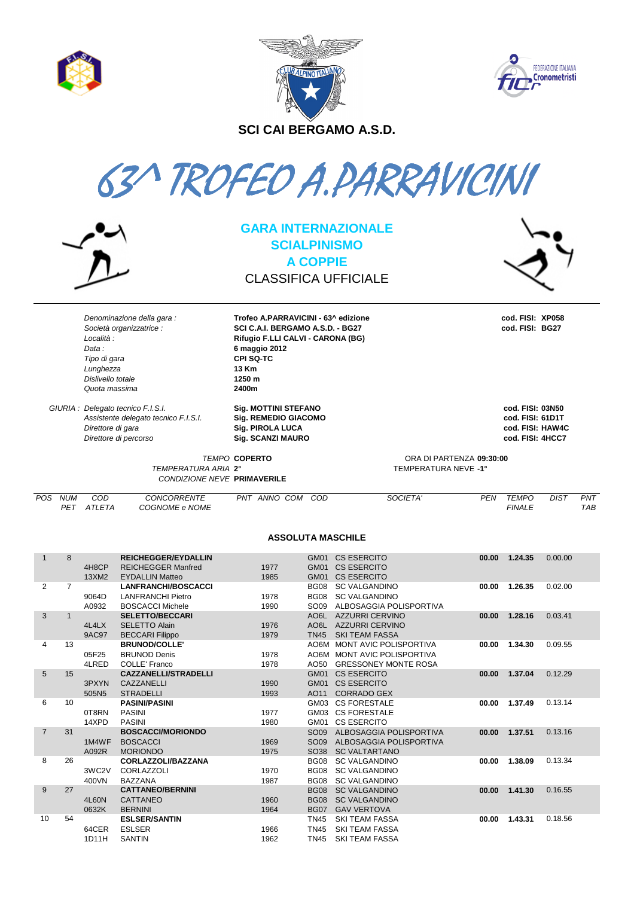**SCI CAI BERGAMO A.S.D.**

# 63^ TROFEO A.PARRAVICINI

## GARA INTERNAZIONALE
## SCIALPINISMO
## A COPPIE

CLASSIFICA UFFICIALE

| | | |
|---|---|---|
| *Denominazione della gara :* | **Trofeo A.PARRAVICINI - 63^ edizione** | **cod. FISI: XP058** |
| *Società organizzatrice :* | **SCI C.A.I. BERGAMO A.S.D. - BG27** | **cod. FISI: BG27** |
| *Località :* | **Rifugio F.LLI CALVI - CARONA (BG)** | |
| *Data :* | **6 maggio 2012** | |
| *Tipo di gara* | **CPI SQ-TC** | |
| *Lunghezza* | **13 Km** | |
| *Dislivello totale* | **1250 m** | |
| *Quota massima* | **2400m** | |

| | | |
|---|---|---|
| *GIURIA : Delegato tecnico F.I.S.I.* | **Sig. MOTTINI STEFANO** | **cod. FISI: 03N50** |
| *Assistente delegato tecnico F.I.S.I.* | **Sig. REMEDIO GIACOMO** | **cod. FISI: 61D1T** |
| *Direttore di gara* | **Sig. PIROLA LUCA** | **cod. FISI: HAW4C** |
| *Direttore di percorso* | **Sig. SCANZI MAURO** | **cod. FISI: 4HCC7** |

*TEMPO* **COPERTO** — ORA DI PARTENZA **09:30:00**

*TEMPERATURA ARIA* **2°** — TEMPERATURA NEVE **-1°**

*CONDIZIONE NEVE* **PRIMAVERILE**

### ASSOLUTA MASCHILE

| POS | NUM PET | COD ATLETA | CONCORRENTE COGNOME e NOME | PNT | ANNO | COM | COD | SOCIETA' | PEN | TEMPO FINALE | DIST | PNT TAB |
|---|---|---|---|---|---|---|---|---|---|---|---|---|
| 1 | 8 | | **REICHEGGER/EYDALLIN** | | | | GM01 | CS ESERCITO | **00.00** | **1.24.35** | 0.00.00 | |
| | | 4H8CP | REICHEGGER Manfred | | 1977 | | GM01 | CS ESERCITO | | | | |
| | | 13XM2 | EYDALLIN Matteo | | 1985 | | GM01 | CS ESERCITO | | | | |
| 2 | 7 | | **LANFRANCHI/BOSCACCI** | | | | BG08 | SC VALGANDINO | **00.00** | **1.26.35** | 0.02.00 | |
| | | 9064D | LANFRANCHI Pietro | | 1978 | | BG08 | SC VALGANDINO | | | | |
| | | A0932 | BOSCACCI Michele | | 1990 | | SO09 | ALBOSAGGIA POLISPORTIVA | | | | |
| 3 | 1 | | **SELETTO/BECCARI** | | | | AO6L | AZZURRI CERVINO | **00.00** | **1.28.16** | 0.03.41 | |
| | | 4L4LX | SELETTO Alain | | 1976 | | AO6L | AZZURRI CERVINO | | | | |
| | | 9AC97 | BECCARI Filippo | | 1979 | | TN45 | SKI TEAM FASSA | | | | |
| 4 | 13 | | **BRUNOD/COLLE'** | | | | AO6M | MONT AVIC POLISPORTIVA | **00.00** | **1.34.30** | 0.09.55 | |
| | | 05F25 | BRUNOD Denis | | 1978 | | AO6M | MONT AVIC POLISPORTIVA | | | | |
| | | 4LRED | COLLE' Franco | | 1978 | | AO50 | GRESSONEY MONTE ROSA | | | | |
| 5 | 15 | | **CAZZANELLI/STRADELLI** | | | | GM01 | CS ESERCITO | **00.00** | **1.37.04** | 0.12.29 | |
| | | 3PXYN | CAZZANELLI | | 1990 | | GM01 | CS ESERCITO | | | | |
| | | 505N5 | STRADELLI | | 1993 | | AO11 | CORRADO GEX | | | | |
| 6 | 10 | | **PASINI/PASINI** | | | | GM03 | CS FORESTALE | **00.00** | **1.37.49** | 0.13.14 | |
| | | 0T8RN | PASINI | | 1977 | | GM03 | CS FORESTALE | | | | |
| | | 14XPD | PASINI | | 1980 | | GM01 | CS ESERCITO | | | | |
| 7 | 31 | | **BOSCACCI/MORIONDO** | | | | SO09 | ALBOSAGGIA POLISPORTIVA | **00.00** | **1.37.51** | 0.13.16 | |
| | | 1M4WF | BOSCACCI | | 1969 | | SO09 | ALBOSAGGIA POLISPORTIVA | | | | |
| | | A092R | MORIONDO | | 1975 | | SO38 | SC VALTARTANO | | | | |
| 8 | 26 | | **CORLAZZOLI/BAZZANA** | | | | BG08 | SC VALGANDINO | **00.00** | **1.38.09** | 0.13.34 | |
| | | 3WC2V | CORLAZZOLI | | 1970 | | BG08 | SC VALGANDINO | | | | |
| | | 400VN | BAZZANA | | 1987 | | BG08 | SC VALGANDINO | | | | |
| 9 | 27 | | **CATTANEO/BERNINI** | | | | BG08 | SC VALGANDINO | **00.00** | **1.41.30** | 0.16.55 | |
| | | 4L60N | CATTANEO | | 1960 | | BG08 | SC VALGANDINO | | | | |
| | | 0632K | BERNINI | | 1964 | | BG07 | GAV VERTOVA | | | | |
| 10 | 54 | | **ESLSER/SANTIN** | | | | TN45 | SKI TEAM FASSA | **00.00** | **1.43.31** | 0.18.56 | |
| | | 64CER | ESLSER | | 1966 | | TN45 | SKI TEAM FASSA | | | | |
| | | 1D11H | SANTIN | | 1962 | | TN45 | SKI TEAM FASSA | | | | |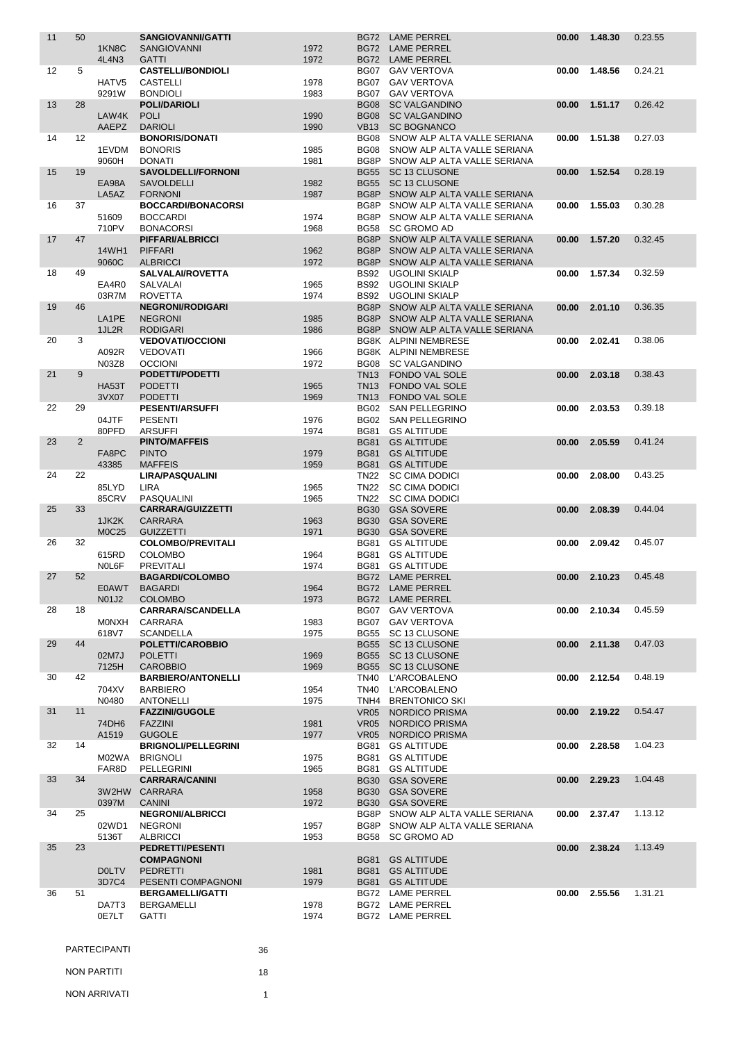| Pos | Pett | Codice | Nome | Anno | Soc | Società | Pen | Tempo | Distacco |
|---|---|---|---|---|---|---|---|---|---|
| 11 | 50 | | **SANGIOVANNI/GATTI** | | BG72 | LAME PERREL | **00.00** | **1.48.30** | 0.23.55 |
| | | 1KN8C | SANGIOVANNI | 1972 | BG72 | LAME PERREL | | | |
| | | 4L4N3 | GATTI | 1972 | BG72 | LAME PERREL | | | |
| 12 | 5 | | **CASTELLI/BONDIOLI** | | BG07 | GAV VERTOVA | **00.00** | **1.48.56** | 0.24.21 |
| | | HATV5 | CASTELLI | 1978 | BG07 | GAV VERTOVA | | | |
| | | 9291W | BONDIOLI | 1983 | BG07 | GAV VERTOVA | | | |
| 13 | 28 | | **POLI/DARIOLI** | | BG08 | SC VALGANDINO | **00.00** | **1.51.17** | 0.26.42 |
| | | LAW4K | POLI | 1990 | BG08 | SC VALGANDINO | | | |
| | | AAEPZ | DARIOLI | 1990 | VB13 | SC BOGNANCO | | | |
| 14 | 12 | | **BONORIS/DONATI** | | BG08 | SNOW ALP ALTA VALLE SERIANA | **00.00** | **1.51.38** | 0.27.03 |
| | | 1EVDM | BONORIS | 1985 | BG08 | SNOW ALP ALTA VALLE SERIANA | | | |
| | | 9060H | DONATI | 1981 | BG8P | SNOW ALP ALTA VALLE SERIANA | | | |
| 15 | 19 | | **SAVOLDELLI/FORNONI** | | BG55 | SC 13 CLUSONE | **00.00** | **1.52.54** | 0.28.19 |
| | | EA98A | SAVOLDELLI | 1982 | BG55 | SC 13 CLUSONE | | | |
| | | LA5AZ | FORNONI | 1987 | BG8P | SNOW ALP ALTA VALLE SERIANA | | | |
| 16 | 37 | | **BOCCARDI/BONACORSI** | | BG8P | SNOW ALP ALTA VALLE SERIANA | **00.00** | **1.55.03** | 0.30.28 |
| | | 51609 | BOCCARDI | 1974 | BG8P | SNOW ALP ALTA VALLE SERIANA | | | |
| | | 710PV | BONACORSI | 1968 | BG58 | SC GROMO AD | | | |
| 17 | 47 | | **PIFFARI/ALBRICCI** | | BG8P | SNOW ALP ALTA VALLE SERIANA | **00.00** | **1.57.20** | 0.32.45 |
| | | 14WH1 | PIFFARI | 1962 | BG8P | SNOW ALP ALTA VALLE SERIANA | | | |
| | | 9060C | ALBRICCI | 1972 | BG8P | SNOW ALP ALTA VALLE SERIANA | | | |
| 18 | 49 | | **SALVALAI/ROVETTA** | | BS92 | UGOLINI SKIALP | **00.00** | **1.57.34** | 0.32.59 |
| | | EA4R0 | SALVALAI | 1965 | BS92 | UGOLINI SKIALP | | | |
| | | 03R7M | ROVETTA | 1974 | BS92 | UGOLINI SKIALP | | | |
| 19 | 46 | | **NEGRONI/RODIGARI** | | BG8P | SNOW ALP ALTA VALLE SERIANA | **00.00** | **2.01.10** | 0.36.35 |
| | | LA1PE | NEGRONI | 1985 | BG8P | SNOW ALP ALTA VALLE SERIANA | | | |
| | | 1JL2R | RODIGARI | 1986 | BG8P | SNOW ALP ALTA VALLE SERIANA | | | |
| 20 | 3 | | **VEDOVATI/OCCIONI** | | BG8K | ALPINI NEMBRESE | **00.00** | **2.02.41** | 0.38.06 |
| | | A092R | VEDOVATI | 1966 | BG8K | ALPINI NEMBRESE | | | |
| | | N03Z8 | OCCIONI | 1972 | BG08 | SC VALGANDINO | | | |
| 21 | 9 | | **PODETTI/PODETTI** | | TN13 | FONDO VAL SOLE | **00.00** | **2.03.18** | 0.38.43 |
| | | HA53T | PODETTI | 1965 | TN13 | FONDO VAL SOLE | | | |
| | | 3VX07 | PODETTI | 1969 | TN13 | FONDO VAL SOLE | | | |
| 22 | 29 | | **PESENTI/ARSUFFI** | | BG02 | SAN PELLEGRINO | **00.00** | **2.03.53** | 0.39.18 |
| | | 04JTF | PESENTI | 1976 | BG02 | SAN PELLEGRINO | | | |
| | | 80PFD | ARSUFFI | 1974 | BG81 | GS ALTITUDE | | | |
| 23 | 2 | | **PINTO/MAFFEIS** | | BG81 | GS ALTITUDE | **00.00** | **2.05.59** | 0.41.24 |
| | | FA8PC | PINTO | 1979 | BG81 | GS ALTITUDE | | | |
| | | 43385 | MAFFEIS | 1959 | BG81 | GS ALTITUDE | | | |
| 24 | 22 | | **LIRA/PASQUALINI** | | TN22 | SC CIMA DODICI | **00.00** | **2.08.00** | 0.43.25 |
| | | 85LYD | LIRA | 1965 | TN22 | SC CIMA DODICI | | | |
| | | 85CRV | PASQUALINI | 1965 | TN22 | SC CIMA DODICI | | | |
| 25 | 33 | | **CARRARA/GUIZZETTI** | | BG30 | GSA SOVERE | **00.00** | **2.08.39** | 0.44.04 |
| | | 1JK2K | CARRARA | 1963 | BG30 | GSA SOVERE | | | |
| | | M0C25 | GUIZZETTI | 1971 | BG30 | GSA SOVERE | | | |
| 26 | 32 | | **COLOMBO/PREVITALI** | | BG81 | GS ALTITUDE | **00.00** | **2.09.42** | 0.45.07 |
| | | 615RD | COLOMBO | 1964 | BG81 | GS ALTITUDE | | | |
| | | N0L6F | PREVITALI | 1974 | BG81 | GS ALTITUDE | | | |
| 27 | 52 | | **BAGARDI/COLOMBO** | | BG72 | LAME PERREL | **00.00** | **2.10.23** | 0.45.48 |
| | | E0AWT | BAGARDI | 1964 | BG72 | LAME PERREL | | | |
| | | N01J2 | COLOMBO | 1973 | BG72 | LAME PERREL | | | |
| 28 | 18 | | **CARRARA/SCANDELLA** | | BG07 | GAV VERTOVA | **00.00** | **2.10.34** | 0.45.59 |
| | | M0NXH | CARRARA | 1983 | BG07 | GAV VERTOVA | | | |
| | | 618V7 | SCANDELLA | 1975 | BG55 | SC 13 CLUSONE | | | |
| 29 | 44 | | **POLETTI/CAROBBIO** | | BG55 | SC 13 CLUSONE | **00.00** | **2.11.38** | 0.47.03 |
| | | 02M7J | POLETTI | 1969 | BG55 | SC 13 CLUSONE | | | |
| | | 7125H | CAROBBIO | 1969 | BG55 | SC 13 CLUSONE | | | |
| 30 | 42 | | **BARBIERO/ANTONELLI** | | TN40 | L'ARCOBALENO | **00.00** | **2.12.54** | 0.48.19 |
| | | 704XV | BARBIERO | 1954 | TN40 | L'ARCOBALENO | | | |
| | | N0480 | ANTONELLI | 1975 | TNH4 | BRENTONICO SKI | | | |
| 31 | 11 | | **FAZZINI/GUGOLE** | | VR05 | NORDICO PRISMA | **00.00** | **2.19.22** | 0.54.47 |
| | | 74DH6 | FAZZINI | 1981 | VR05 | NORDICO PRISMA | | | |
| | | A1519 | GUGOLE | 1977 | VR05 | NORDICO PRISMA | | | |
| 32 | 14 | | **BRIGNOLI/PELLEGRINI** | | BG81 | GS ALTITUDE | **00.00** | **2.28.58** | 1.04.23 |
| | | M02WA | BRIGNOLI | 1975 | BG81 | GS ALTITUDE | | | |
| | | FAR8D | PELLEGRINI | 1965 | BG81 | GS ALTITUDE | | | |
| 33 | 34 | | **CARRARA/CANINI** | | BG30 | GSA SOVERE | **00.00** | **2.29.23** | 1.04.48 |
| | | 3W2HW | CARRARA | 1958 | BG30 | GSA SOVERE | | | |
| | | 0397M | CANINI | 1972 | BG30 | GSA SOVERE | | | |
| 34 | 25 | | **NEGRONI/ALBRICCI** | | BG8P | SNOW ALP ALTA VALLE SERIANA | **00.00** | **2.37.47** | 1.13.12 |
| | | 02WD1 | NEGRONI | 1957 | BG8P | SNOW ALP ALTA VALLE SERIANA | | | |
| | | 5136T | ALBRICCI | 1953 | BG58 | SC GROMO AD | | | |
| 35 | 23 | | **PEDRETTI/PESENTI COMPAGNONI** | | BG81 | GS ALTITUDE | **00.00** | **2.38.24** | 1.13.49 |
| | | D0LTV | PEDRETTI | 1981 | BG81 | GS ALTITUDE | | | |
| | | 3D7C4 | PESENTI COMPAGNONI | 1979 | BG81 | GS ALTITUDE | | | |
| 36 | 51 | | **BERGAMELLI/GATTI** | | BG72 | LAME PERREL | **00.00** | **2.55.56** | 1.31.21 |
| | | DA7T3 | BERGAMELLI | 1978 | BG72 | LAME PERREL | | | |
| | | 0E7LT | GATTI | 1974 | BG72 | LAME PERREL | | | |

PARTECIPANTI 36

NON PARTITI 18

NON ARRIVATI 1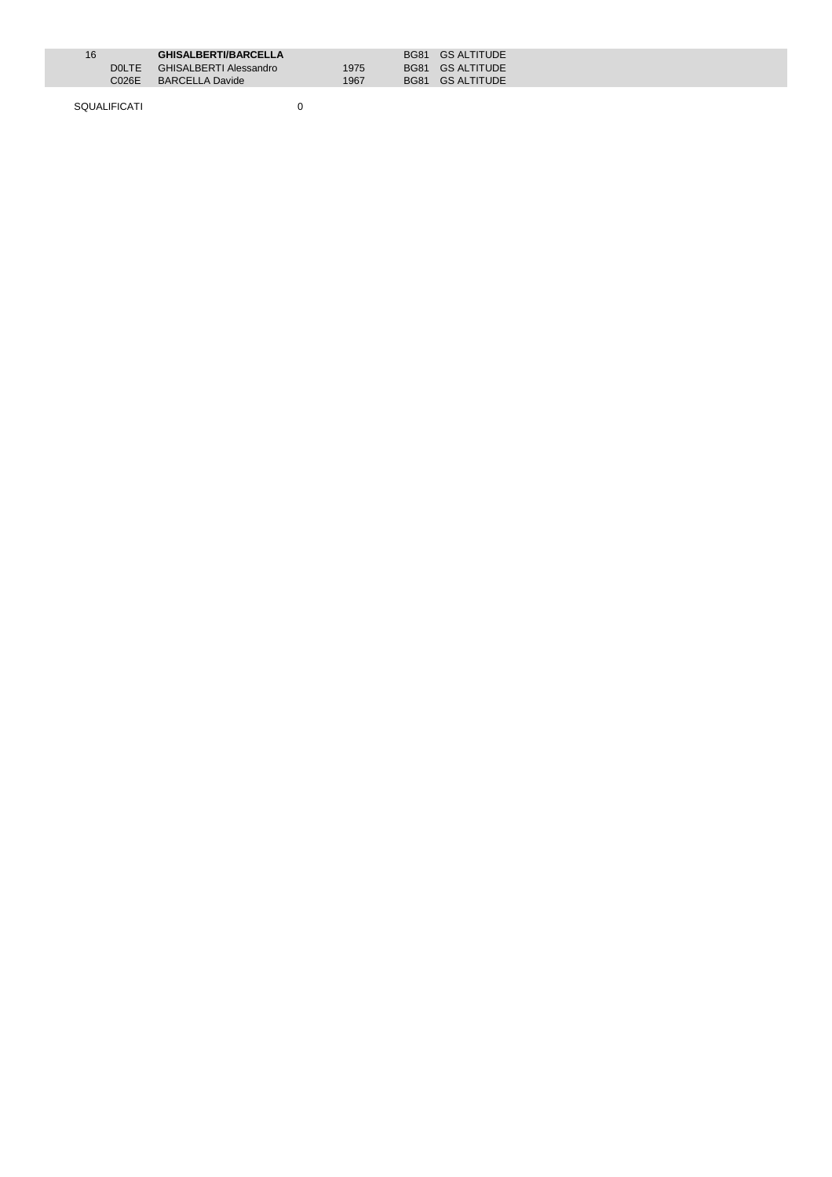| | | | | | |
|---|---|---|---|---|---|
| 16 | | **GHISALBERTI/BARCELLA** | | BG81 | GS ALTITUDE |
| | D0LTE | GHISALBERTI Alessandro | 1975 | BG81 | GS ALTITUDE |
| | C026E | BARCELLA Davide | 1967 | BG81 | GS ALTITUDE |

SQUALIFICATI 0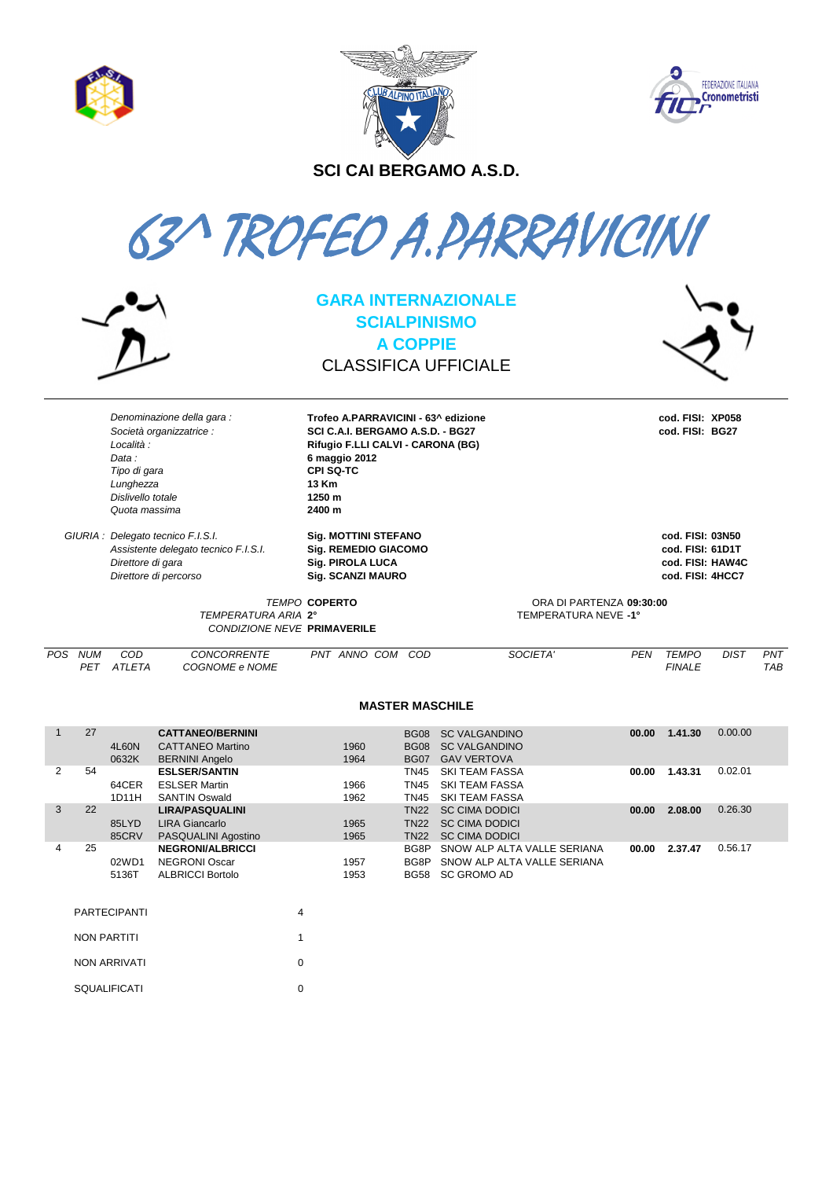**SCI CAI BERGAMO A.S.D.**

# 63^ TROFEO A.PARRAVICINI

## GARA INTERNAZIONALE SCIALPINISMO A COPPIE

CLASSIFICA UFFICIALE

| | | |
|---|---|---|
| *Denominazione della gara :* | **Trofeo A.PARRAVICINI - 63^ edizione** | **cod. FISI: XP058** |
| *Società organizzatrice :* | **SCI C.A.I. BERGAMO A.S.D. - BG27** | **cod. FISI: BG27** |
| *Località :* | **Rifugio F.LLI CALVI - CARONA (BG)** | |
| *Data :* | **6 maggio 2012** | |
| *Tipo di gara* | **CPI SQ-TC** | |
| *Lunghezza* | **13 Km** | |
| *Dislivello totale* | **1250 m** | |
| *Quota massima* | **2400 m** | |

| | | |
|---|---|---|
| *GIURIA : Delegato tecnico F.I.S.I.* | **Sig. MOTTINI STEFANO** | **cod. FISI: 03N50** |
| *Assistente delegato tecnico F.I.S.I.* | **Sig. REMEDIO GIACOMO** | **cod. FISI: 61D1T** |
| *Direttore di gara* | **Sig. PIROLA LUCA** | **cod. FISI: HAW4C** |
| *Direttore di percorso* | **Sig. SCANZI MAURO** | **cod. FISI: 4HCC7** |

*TEMPO* **COPERTO** — ORA DI PARTENZA **09:30:00**
*TEMPERATURA ARIA* **2°** — TEMPERATURA NEVE **-1°**
*CONDIZIONE NEVE* **PRIMAVERILE**

### MASTER MASCHILE

| POS | NUM PET | COD ATLETA | CONCORRENTE COGNOME e NOME | PNT | ANNO | COM | COD | SOCIETA' | PEN | TEMPO FINALE | DIST | PNT TAB |
|---|---|---|---|---|---|---|---|---|---|---|---|---|
| 1 | 27 | | **CATTANEO/BERNINI** | | | | BG08 | SC VALGANDINO | **00.00** | **1.41.30** | 0.00.00 | |
| | | 4L60N | CATTANEO Martino | | 1960 | | BG08 | SC VALGANDINO | | | | |
| | | 0632K | BERNINI Angelo | | 1964 | | BG07 | GAV VERTOVA | | | | |
| 2 | 54 | | **ESLSER/SANTIN** | | | | TN45 | SKI TEAM FASSA | **00.00** | **1.43.31** | 0.02.01 | |
| | | 64CER | ESLSER Martin | | 1966 | | TN45 | SKI TEAM FASSA | | | | |
| | | 1D11H | SANTIN Oswald | | 1962 | | TN45 | SKI TEAM FASSA | | | | |
| 3 | 22 | | **LIRA/PASQUALINI** | | | | TN22 | SC CIMA DODICI | **00.00** | **2.08.00** | 0.26.30 | |
| | | 85LYD | LIRA Giancarlo | | 1965 | | TN22 | SC CIMA DODICI | | | | |
| | | 85CRV | PASQUALINI Agostino | | 1965 | | TN22 | SC CIMA DODICI | | | | |
| 4 | 25 | | **NEGRONI/ALBRICCI** | | | | BG8P | SNOW ALP ALTA VALLE SERIANA | **00.00** | **2.37.47** | 0.56.17 | |
| | | 02WD1 | NEGRONI Oscar | | 1957 | | BG8P | SNOW ALP ALTA VALLE SERIANA | | | | |
| | | 5136T | ALBRICCI Bortolo | | 1953 | | BG58 | SC GROMO AD | | | | |

| | |
|---|---|
| PARTECIPANTI | 4 |
| NON PARTITI | 1 |
| NON ARRIVATI | 0 |
| SQUALIFICATI | 0 |